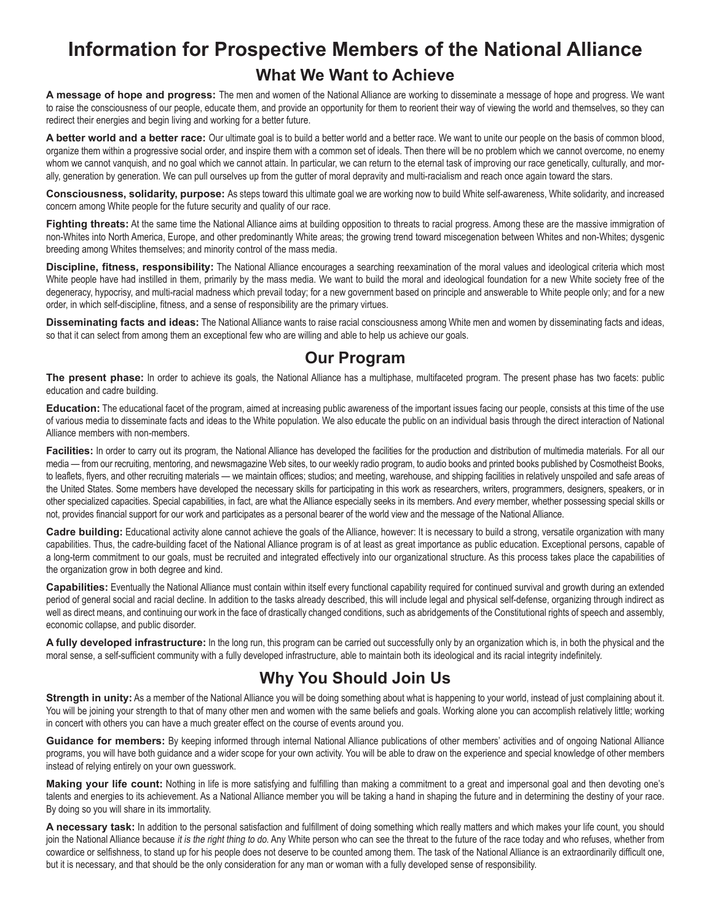# Information for Prospective Members of the National Alliance

## What We Want to Achieve

**A message of hope and progress:** The men and women of the National Alliance are working to disseminate a message of hope and progress. We want to raise the consciousness of our people, educate them, and provide an opportunity for them to reorient their way of viewing the world and themselves, so they can redirect their energies and begin living and working for a better future.

**A better world and a better race:** Our ultimate goal is to build a better world and a better race. We want to unite our people on the basis of common blood, organize them within a progressive social order, and inspire them with a common set of ideals. Then there will be no problem which we cannot overcome, no enemy whom we cannot vanquish, and no goal which we cannot attain. In particular, we can return to the eternal task of improving our race genetically, culturally, and morally, generation by generation. We can pull ourselves up from the gutter of moral depravity and multi-racialism and reach once again toward the stars.

**Consciousness, solidarity, purpose:** As steps toward this ultimate goal we are working now to build White self-awareness, White solidarity, and increased concern among White people for the future security and quality of our race.

**Fighting threats:** At the same time the National Alliance aims at building opposition to threats to racial progress. Among these are the massive immigration of non-Whites into North America, Europe, and other predominantly White areas; the growing trend toward miscegenation between Whites and non-Whites; dysgenic breeding among Whites themselves; and minority control of the mass media.

**Discipline, fitness, responsibility:** The National Alliance encourages a searching reexamination of the moral values and ideological criteria which most White people have had instilled in them, primarily by the mass media. We want to build the moral and ideological foundation for a new White society free of the degeneracy, hypocrisy, and multi-racial madness which prevail today; for a new government based on principle and answerable to White people only; and for a new order, in which self-discipline, fitness, and a sense of responsibility are the primary virtues.

**Disseminating facts and ideas:** The National Alliance wants to raise racial consciousness among White men and women by disseminating facts and ideas, so that it can select from among them an exceptional few who are willing and able to help us achieve our goals.

## Our Program

**The present phase:** In order to achieve its goals, the National Alliance has a multiphase, multifaceted program. The present phase has two facets: public education and cadre building.

**Education:** The educational facet of the program, aimed at increasing public awareness of the important issues facing our people, consists at this time of the use of various media to disseminate facts and ideas to the White population. We also educate the public on an individual basis through the direct interaction of National Alliance members with non-members.

**Facilities:** In order to carry out its program, the National Alliance has developed the facilities for the production and distribution of multimedia materials. For all our media — from our recruiting, mentoring, and newsmagazine Web sites, to our weekly radio program, to audio books and printed books published by Cosmotheist Books, to leaflets, flyers, and other recruiting materials — we maintain offices; studios; and meeting, warehouse, and shipping facilities in relatively unspoiled and safe areas of the United States. Some members have developed the necessary skills for participating in this work as researchers, writers, programmers, designers, speakers, or in other specialized capacities. Special capabilities, in fact, are what the Alliance especially seeks in its members. And *every* member, whether possessing special skills or not, provides financial support for our work and participates as a personal bearer of the world view and the message of the National Alliance.

**Cadre building:** Educational activity alone cannot achieve the goals of the Alliance, however: It is necessary to build a strong, versatile organization with many capabilities. Thus, the cadre-building facet of the National Alliance program is of at least as great importance as public education. Exceptional persons, capable of a long-term commitment to our goals, must be recruited and integrated effectively into our organizational structure. As this process takes place the capabilities of the organization grow in both degree and kind.

**Capabilities:** Eventually the National Alliance must contain within itself every functional capability required for continued survival and growth during an extended period of general social and racial decline. In addition to the tasks already described, this will include legal and physical self-defense, organizing through indirect as well as direct means, and continuing our work in the face of drastically changed conditions, such as abridgements of the Constitutional rights of speech and assembly, economic collapse, and public disorder.

**A fully developed infrastructure:** In the long run, this program can be carried out successfully only by an organization which is, in both the physical and the moral sense, a self-sufficient community with a fully developed infrastructure, able to maintain both its ideological and its racial integrity indefinitely.

## Why You Should Join Us

**Strength in unity:** As a member of the National Alliance you will be doing something about what is happening to your world, instead of just complaining about it. You will be joining your strength to that of many other men and women with the same beliefs and goals. Working alone you can accomplish relatively little; working in concert with others you can have a much greater effect on the course of events around you.

**Guidance for members:** By keeping informed through internal National Alliance publications of other members' activities and of ongoing National Alliance programs, you will have both guidance and a wider scope for your own activity. You will be able to draw on the experience and special knowledge of other members instead of relying entirely on your own guesswork.

**Making your life count:** Nothing in life is more satisfying and fulfilling than making a commitment to a great and impersonal goal and then devoting one's talents and energies to its achievement. As a National Alliance member you will be taking a hand in shaping the future and in determining the destiny of your race. By doing so you will share in its immortality.

**A necessary task:** In addition to the personal satisfaction and fulfillment of doing something which really matters and which makes your life count, you should join the National Alliance because *it is the right thing to do.* Any White person who can see the threat to the future of the race today and who refuses, whether from cowardice or selfishness, to stand up for his people does not deserve to be counted among them. The task of the National Alliance is an extraordinarily difficult one, but it is necessary, and that should be the only consideration for any man or woman with a fully developed sense of responsibility.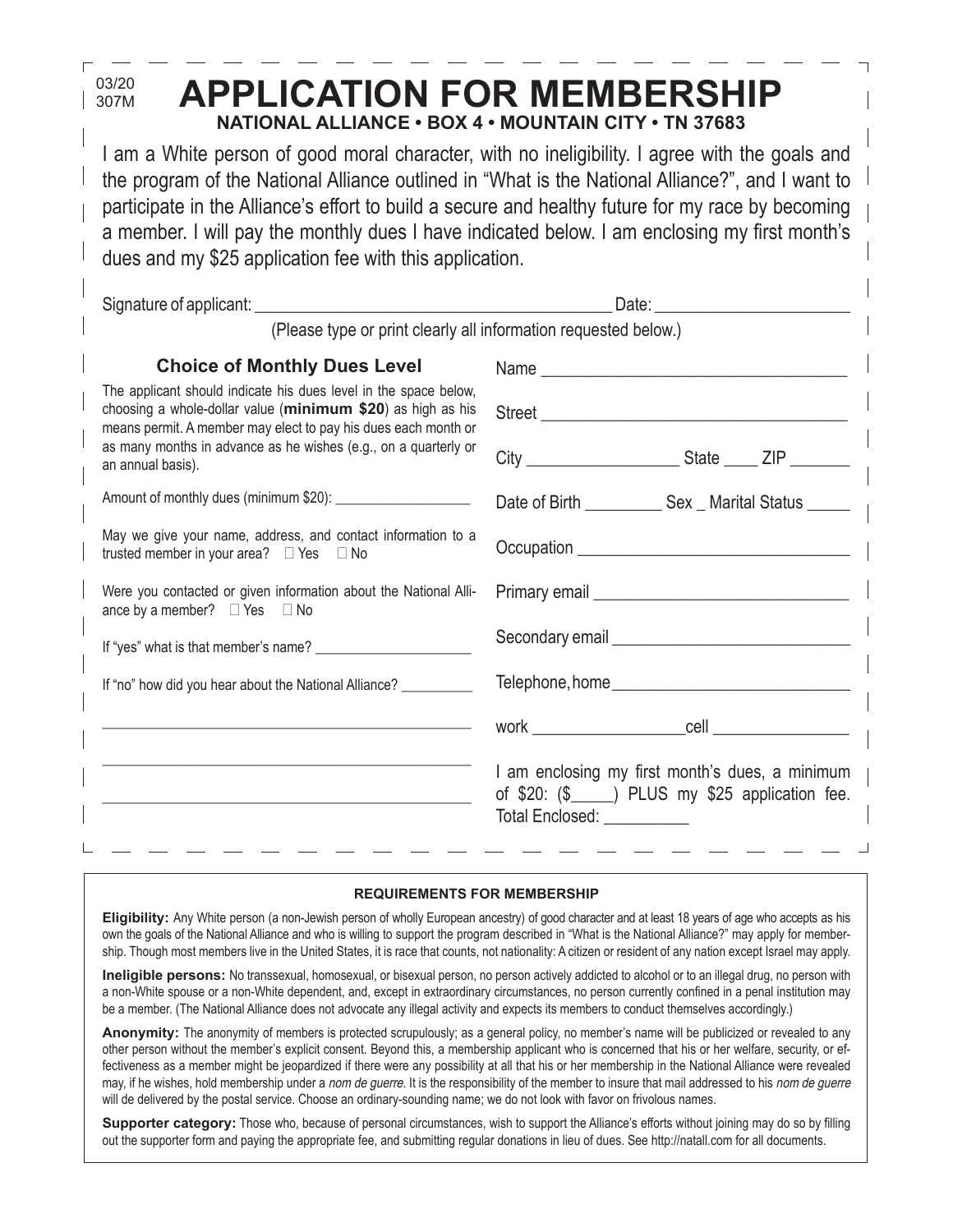03/20
307M

# APPLICATION FOR MEMBERSHIP

**NATIONAL ALLIANCE • BOX 4 • MOUNTAIN CITY • TN 37683**

I am a White person of good moral character, with no ineligibility. I agree with the goals and the program of the National Alliance outlined in "What is the National Alliance?", and I want to participate in the Alliance's effort to build a secure and healthy future for my race by becoming a member. I will pay the monthly dues I have indicated below. I am enclosing my first month's dues and my $25 application fee with this application.

Signature of applicant: ________________________________________ Date: ____________________

(Please type or print clearly all information requested below.)

### Choice of Monthly Dues Level

The applicant should indicate his dues level in the space below, choosing a whole-dollar value (**minimum $20**) as high as his means permit. A member may elect to pay his dues each month or as many months in advance as he wishes (e.g., on a quarterly or an annual basis).

Amount of monthly dues (minimum $20): ________________

May we give your name, address, and contact information to a trusted member in your area? ☐ Yes ☐ No

Were you contacted or given information about the National Alliance by a member? ☐ Yes ☐ No

If "yes" what is that member's name? ____________________

If "no" how did you hear about the National Alliance? _________

_______________________________________________

_______________________________________________

_______________________________________________

Name ________________________________

Street ________________________________

City ________________ State ____ ZIP _______

Date of Birth _________ Sex _ Marital Status _____

Occupation ______________________________

Primary email ____________________________

Secondary email __________________________

Telephone, home __________________________

work _________________cell _______________

I am enclosing my first month's dues, a minimum of $20: ($_____) PLUS my $25 application fee. Total Enclosed: __________

**REQUIREMENTS FOR MEMBERSHIP**

**Eligibility:** Any White person (a non-Jewish person of wholly European ancestry) of good character and at least 18 years of age who accepts as his own the goals of the National Alliance and who is willing to support the program described in "What is the National Alliance?" may apply for membership. Though most members live in the United States, it is race that counts, not nationality: A citizen or resident of any nation except Israel may apply.

**Ineligible persons:** No transsexual, homosexual, or bisexual person, no person actively addicted to alcohol or to an illegal drug, no person with a non-White spouse or a non-White dependent, and, except in extraordinary circumstances, no person currently confined in a penal institution may be a member. (The National Alliance does not advocate any illegal activity and expects its members to conduct themselves accordingly.)

**Anonymity:** The anonymity of members is protected scrupulously; as a general policy, no member's name will be publicized or revealed to any other person without the member's explicit consent. Beyond this, a membership applicant who is concerned that his or her welfare, security, or effectiveness as a member might be jeopardized if there were any possibility at all that his or her membership in the National Alliance were revealed may, if he wishes, hold membership under a *nom de guerre*. It is the responsibility of the member to insure that mail addressed to his *nom de guerre* will de delivered by the postal service. Choose an ordinary-sounding name; we do not look with favor on frivolous names.

**Supporter category:** Those who, because of personal circumstances, wish to support the Alliance's efforts without joining may do so by filling out the supporter form and paying the appropriate fee, and submitting regular donations in lieu of dues. See http://natall.com for all documents.